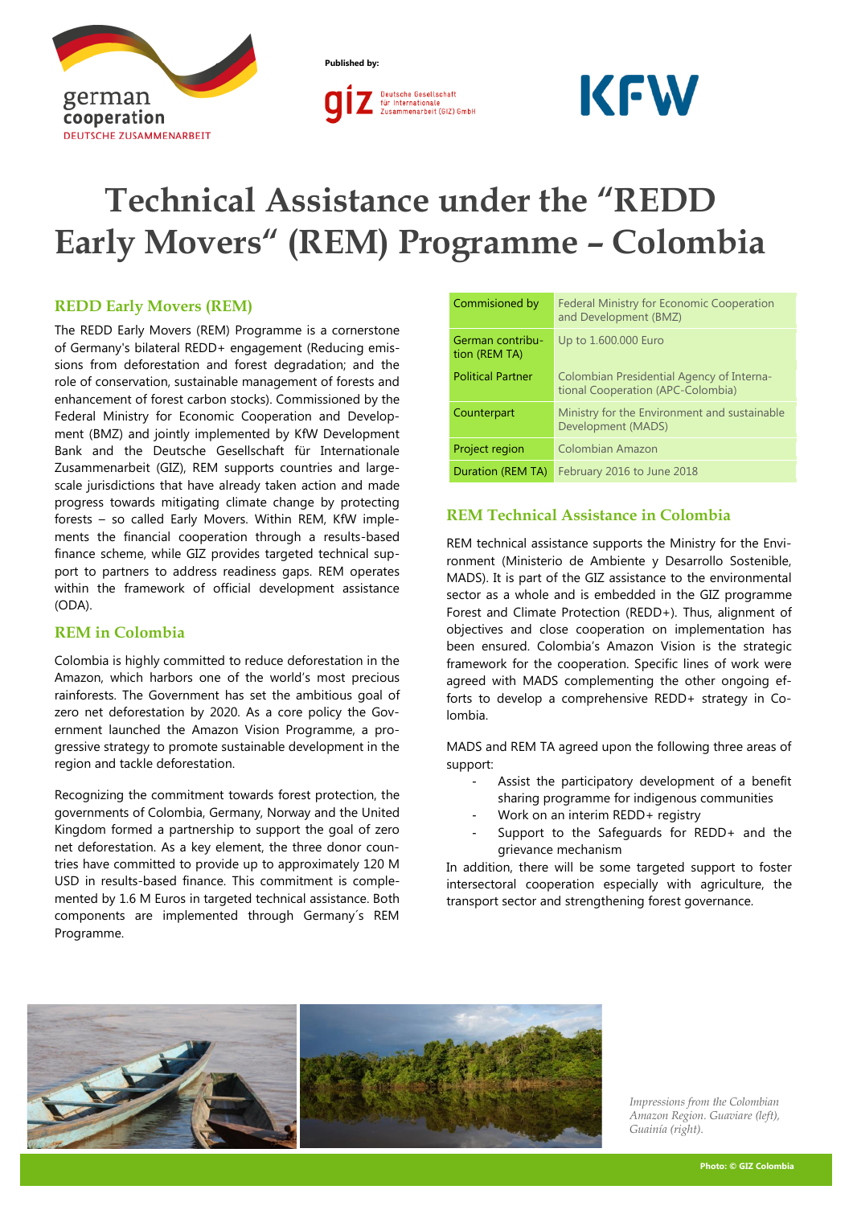Published by:

# Technical Assistance under the "REDD Early Movers" (REM) Programme – Colombia

## REDD Early Movers (REM)

The REDD Early Movers (REM) Programme is a cornerstone of Germany's bilateral REDD+ engagement (Reducing emissions from deforestation and forest degradation; and the role of conservation, sustainable management of forests and enhancement of forest carbon stocks). Commissioned by the Federal Ministry for Economic Cooperation and Development (BMZ) and jointly implemented by KfW Development Bank and the Deutsche Gesellschaft für Internationale Zusammenarbeit (GIZ), REM supports countries and large-scale jurisdictions that have already taken action and made progress towards mitigating climate change by protecting forests – so called Early Movers. Within REM, KfW implements the financial cooperation through a results-based finance scheme, while GIZ provides targeted technical support to partners to address readiness gaps. REM operates within the framework of official development assistance (ODA).

## REM in Colombia

Colombia is highly committed to reduce deforestation in the Amazon, which harbors one of the world's most precious rainforests. The Government has set the ambitious goal of zero net deforestation by 2020. As a core policy the Government launched the Amazon Vision Programme, a progressive strategy to promote sustainable development in the region and tackle deforestation.

Recognizing the commitment towards forest protection, the governments of Colombia, Germany, Norway and the United Kingdom formed a partnership to support the goal of zero net deforestation. As a key element, the three donor countries have committed to provide up to approximately 120 M USD in results-based finance. This commitment is complemented by 1.6 M Euros in targeted technical assistance. Both components are implemented through Germany´s REM Programme.

| | |
|---|---|
| Commisioned by | Federal Ministry for Economic Cooperation and Development (BMZ) |
| German contribution (REM TA) | Up to 1.600.000 Euro |
| Political Partner | Colombian Presidential Agency of International Cooperation (APC-Colombia) |
| Counterpart | Ministry for the Environment and sustainable Development (MADS) |
| Project region | Colombian Amazon |
| Duration (REM TA) | February 2016 to June 2018 |

## REM Technical Assistance in Colombia

REM technical assistance supports the Ministry for the Environment (Ministerio de Ambiente y Desarrollo Sostenible, MADS). It is part of the GIZ assistance to the environmental sector as a whole and is embedded in the GIZ programme Forest and Climate Protection (REDD+). Thus, alignment of objectives and close cooperation on implementation has been ensured. Colombia's Amazon Vision is the strategic framework for the cooperation. Specific lines of work were agreed with MADS complementing the other ongoing efforts to develop a comprehensive REDD+ strategy in Colombia.

MADS and REM TA agreed upon the following three areas of support:

- Assist the participatory development of a benefit sharing programme for indigenous communities
- Work on an interim REDD+ registry
- Support to the Safeguards for REDD+ and the grievance mechanism

In addition, there will be some targeted support to foster intersectoral cooperation especially with agriculture, the transport sector and strengthening forest governance.

*Impressions from the Colombian Amazon Region. Guaviare (left), Guainía (right).*

Photo: © GIZ Colombia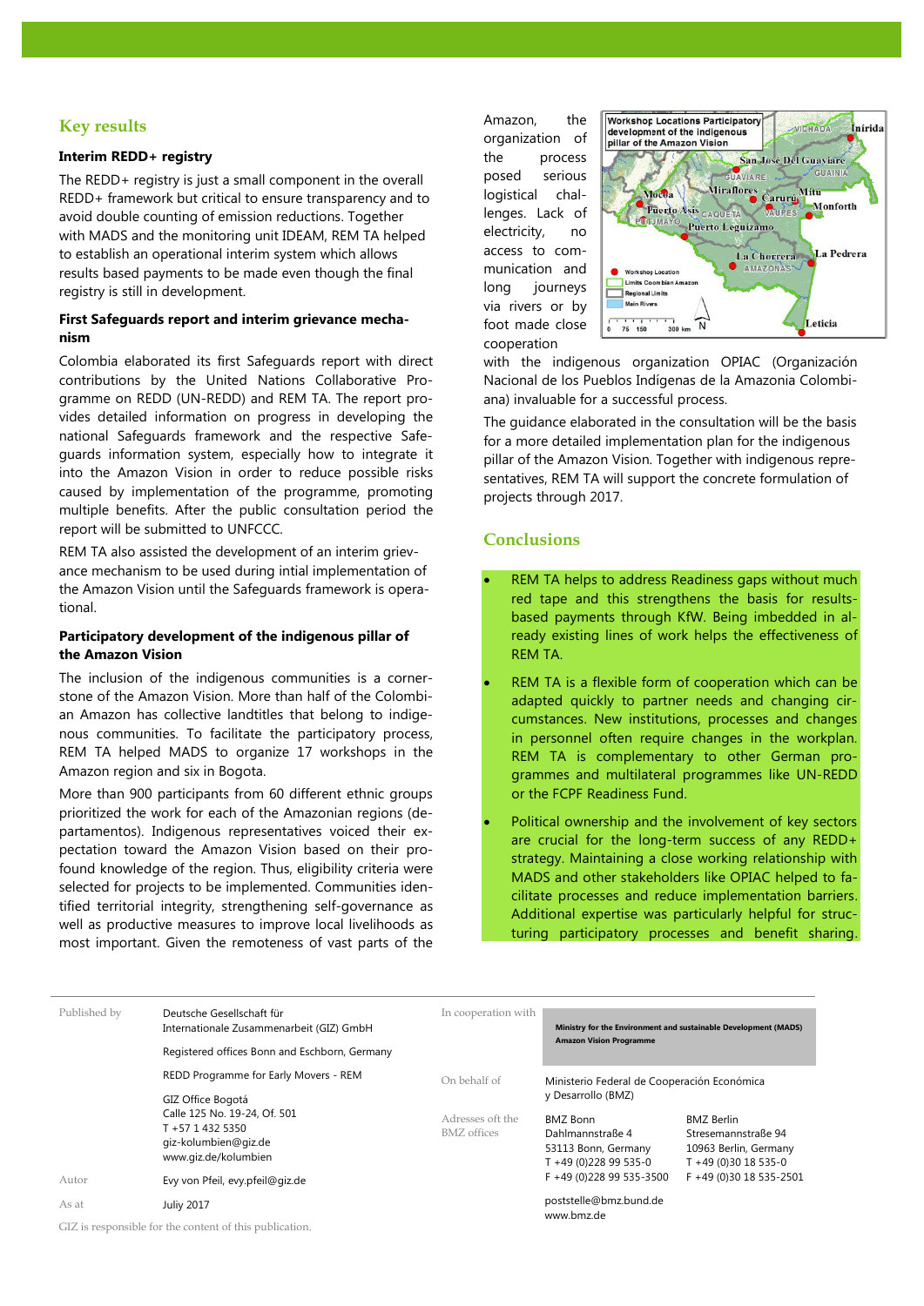## Key results

### Interim REDD+ registry

The REDD+ registry is just a small component in the overall REDD+ framework but critical to ensure transparency and to avoid double counting of emission reductions. Together with MADS and the monitoring unit IDEAM, REM TA helped to establish an operational interim system which allows results based payments to be made even though the final registry is still in development.

### First Safeguards report and interim grievance mechanism

Colombia elaborated its first Safeguards report with direct contributions by the United Nations Collaborative Programme on REDD (UN-REDD) and REM TA. The report provides detailed information on progress in developing the national Safeguards framework and the respective Safeguards information system, especially how to integrate it into the Amazon Vision in order to reduce possible risks caused by implementation of the programme, promoting multiple benefits. After the public consultation period the report will be submitted to UNFCCC.

REM TA also assisted the development of an interim grievance mechanism to be used during intial implementation of the Amazon Vision until the Safeguards framework is operational.

### Participatory development of the indigenous pillar of the Amazon Vision

The inclusion of the indigenous communities is a cornerstone of the Amazon Vision. More than half of the Colombian Amazon has collective landtitles that belong to indigenous communities. To facilitate the participatory process, REM TA helped MADS to organize 17 workshops in the Amazon region and six in Bogota.

More than 900 participants from 60 different ethnic groups prioritized the work for each of the Amazonian regions (departamentos). Indigenous representatives voiced their expectation toward the Amazon Vision based on their profound knowledge of the region. Thus, eligibility criteria were selected for projects to be implemented. Communities identified territorial integrity, strengthening self-governance as well as productive measures to improve local livelihoods as most important. Given the remoteness of vast parts of the Amazon, the organization of the process posed serious logistical challenges. Lack of electricity, no access to communication and long journeys via rivers or by foot made close cooperation with the indigenous organization OPIAC (Organización Nacional de los Pueblos Indígenas de la Amazonia Colombiana) invaluable for a successful process.

Workshop Locations Participatory development of the indigenous pillar of the Amazon Vision

VICHADA
Inírida
San José Del Guaviare
GUAVIARE
GUAINIA
Mocoa
Miraflores
Carurú
Mitú
Puerto Asís
CAQUETA
VAUPES
Monforth
PUTUMAYO
Puerto Leguízamo
La Chorrera
La Pedrera
AMAZONAS
Workshop Location
Limits Coombian Amazon
Regional Limits
Main Rivers
0 75 150 300 km
N
Leticia

The guidance elaborated in the consultation will be the basis for a more detailed implementation plan for the indigenous pillar of the Amazon Vision. Together with indigenous representatives, REM TA will support the concrete formulation of projects through 2017.

## Conclusions

- REM TA helps to address Readiness gaps without much red tape and this strengthens the basis for results-based payments through KfW. Being imbedded in already existing lines of work helps the effectiveness of REM TA.
- REM TA is a flexible form of cooperation which can be adapted quickly to partner needs and changing circumstances. New institutions, processes and changes in personnel often require changes in the workplan. REM TA is complementary to other German programmes and multilateral programmes like UN-REDD or the FCPF Readiness Fund.
- Political ownership and the involvement of key sectors are crucial for the long-term success of any REDD+ strategy. Maintaining a close working relationship with MADS and other stakeholders like OPIAC helped to facilitate processes and reduce implementation barriers. Additional expertise was particularly helpful for structuring participatory processes and benefit sharing.

---

| | |
|---|---|
| Published by | Deutsche Gesellschaft für Internationale Zusammenarbeit (GIZ) GmbH<br>Registered offices Bonn and Eschborn, Germany<br>REDD Programme for Early Movers - REM<br>GIZ Office Bogotá<br>Calle 125 No. 19-24, Of. 501<br>T +57 1 432 5350<br>giz-kolumbien@giz.de<br>www.giz.de/kolumbien |
| Autor | Evy von Pfeil, evy.pfeil@giz.de |
| As at | Juliy 2017 |

GIZ is responsible for the content of this publication.

| | | |
|---|---|---|
| In cooperation with | Ministry for the Environment and sustainable Development (MADS)<br>Amazon Vision Programme | |
| On behalf of | Ministerio Federal de Cooperación Económica y Desarrollo (BMZ) | |
| Adresses oft the BMZ offices | BMZ Bonn<br>Dahlmannstraße 4<br>53113 Bonn, Germany<br>T +49 (0)228 99 535-0<br>F +49 (0)228 99 535-3500 | BMZ Berlin<br>Stresemannstraße 94<br>10963 Berlin, Germany<br>T +49 (0)30 18 535-0<br>F +49 (0)30 18 535-2501 |
| | poststelle@bmz.bund.de<br>www.bmz.de | |